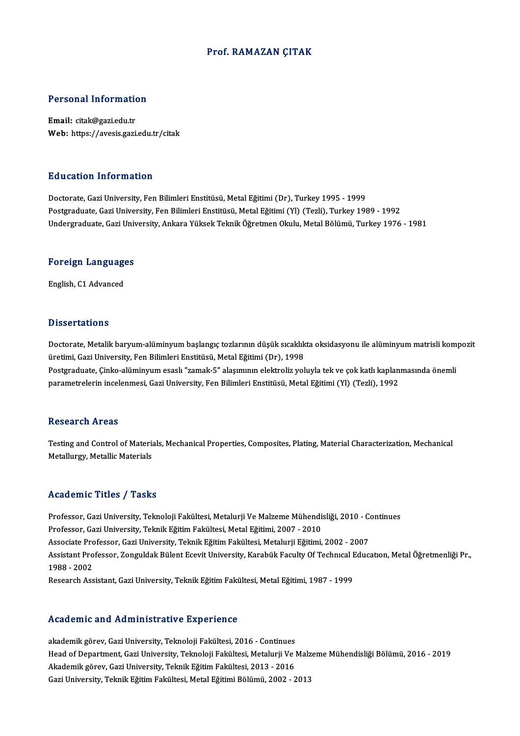# Prof. RAMAZAN ÇITAK

## Personal Information

**Email:** citak@gazi.edu.tr
**Web:** https://avesis.gazi.edu.tr/citak

## Education Information

Doctorate, Gazi University, Fen Bilimleri Enstitüsü, Metal Eğitimi (Dr), Turkey 1995 - 1999
Postgraduate, Gazi University, Fen Bilimleri Enstitüsü, Metal Eğitimi (Yl) (Tezli), Turkey 1989 - 1992
Undergraduate, Gazi University, Ankara Yüksek Teknik Öğretmen Okulu, Metal Bölümü, Turkey 1976 - 1981

## Foreign Languages

English, C1 Advanced

## Dissertations

Doctorate, Metalik baryum-alüminyum başlangıç tozlarının düşük sıcaklıkta oksidasyonu ile alüminyum matrisli kompozit üretimi, Gazi University, Fen Bilimleri Enstitüsü, Metal Eğitimi (Dr), 1998
Postgraduate, Çinko-alüminyum esaslı "zamak-5" alaşımının elektroliz yoluyla tek ve çok katlı kaplanmasında önemli parametrelerin incelenmesi, Gazi University, Fen Bilimleri Enstitüsü, Metal Eğitimi (Yl) (Tezli), 1992

## Research Areas

Testing and Control of Materials, Mechanical Properties, Composites, Plating, Material Characterization, Mechanical Metallurgy, Metallic Materials

## Academic Titles / Tasks

Professor, Gazi University, Teknoloji Fakültesi, Metalurji Ve Malzeme Mühendisliği, 2010 - Continues
Professor, Gazi University, Teknik Eğitim Fakültesi, Metal Eğitimi, 2007 - 2010
Associate Professor, Gazi University, Teknik Eğitim Fakültesi, Metalurji Eğitimi, 2002 - 2007
Assistant Professor, Zonguldak Bülent Ecevit University, Karabük Faculty Of Technıcal Educatıon, Metal Öğretmenliği Pr., 1988 - 2002
Research Assistant, Gazi University, Teknik Eğitim Fakültesi, Metal Eğitimi, 1987 - 1999

## Academic and Administrative Experience

akademik görev, Gazi University, Teknoloji Fakültesi, 2016 - Continues
Head of Department, Gazi University, Teknoloji Fakültesi, Metalurji Ve Malzeme Mühendisliği Bölümü, 2016 - 2019
Akademik görev, Gazi University, Teknik Eğitim Fakültesi, 2013 - 2016
Gazi University, Teknik Eğitim Fakültesi, Metal Eğitimi Bölümü, 2002 - 2013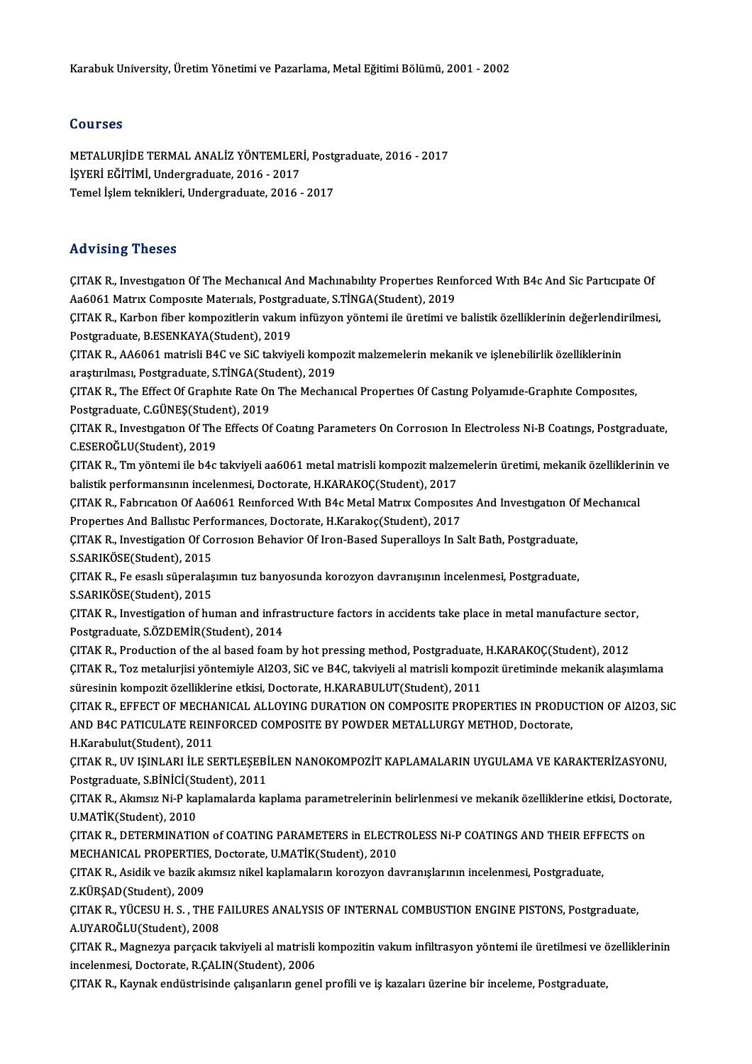Karabuk University, Üretim Yönetimi ve Pazarlama, Metal Eğitimi Bölümü, 2001 - 2002

## Courses

METALURJİDE TERMAL ANALİZ YÖNTEMLERİ, Postgraduate, 2016 - 2017
İŞYERİ EĞİTİMİ, Undergraduate, 2016 - 2017
Temel İşlem teknikleri, Undergraduate, 2016 - 2017

## Advising Theses

ÇITAK R., Investigation Of The Mechanical And Machinability Properties Reinforced With B4c And Sic Participate Of Aa6061 Matrix Composite Materials, Postgraduate, S.TİNGA(Student), 2019

ÇITAK R., Karbon fiber kompozitlerin vakum infüzyon yöntemi ile üretimi ve balistik özelliklerinin değerlendirilmesi, Postgraduate, B.ESENKAYA(Student), 2019

ÇITAK R., AA6061 matrisli B4C ve SiC takviyeli kompozit malzemelerin mekanik ve işlenebilirlik özelliklerinin araştırılması, Postgraduate, S.TİNGA(Student), 2019

ÇITAK R., The Effect Of Graphite Rate On The Mechanical Properties Of Casting Polyamide-Graphite Composites, Postgraduate, C.GÜNEŞ(Student), 2019

ÇITAK R., Investigation Of The Effects Of Coating Parameters On Corrosion In Electroless Ni-B Coatings, Postgraduate, C.ESEROĞLU(Student), 2019

ÇITAK R., Tm yöntemi ile b4c takviyeli aa6061 metal matrisli kompozit malzemelerin üretimi, mekanik özelliklerinin ve balistik performansının incelenmesi, Doctorate, H.KARAKOÇ(Student), 2017

ÇITAK R., Fabrication Of Aa6061 Reinforced With B4c Metal Matrix Composites And Investigation Of Mechanical Properties And Ballistic Performances, Doctorate, H.Karakoç(Student), 2017

ÇITAK R., Investigation Of Corrosion Behavior Of Iron-Based Superalloys In Salt Bath, Postgraduate, S.SARIKÖSE(Student), 2015

ÇITAK R., Fe esaslı süperalaşımın tuz banyosunda korozyon davranışının incelenmesi, Postgraduate, S.SARIKÖSE(Student), 2015

ÇITAK R., Investigation of human and infrastructure factors in accidents take place in metal manufacture sector, Postgraduate, S.ÖZDEMİR(Student), 2014

ÇITAK R., Production of the al based foam by hot pressing method, Postgraduate, H.KARAKOÇ(Student), 2012

ÇITAK R., Toz metalurjisi yöntemiyle Al2O3, SiC ve B4C, takviyeli al matrisli kompozit üretiminde mekanik alaşımlama süresinin kompozit özelliklerine etkisi, Doctorate, H.KARABULUT(Student), 2011

ÇITAK R., EFFECT OF MECHANICAL ALLOYING DURATION ON COMPOSITE PROPERTIES IN PRODUCTION OF Al2O3, SiC AND B4C PATICULATE REINFORCED COMPOSITE BY POWDER METALLURGY METHOD, Doctorate, H.Karabulut(Student), 2011

ÇITAK R., UV IŞINLARI İLE SERTLEŞEBİLEN NANOKOMPOZİT KAPLAMALARIN UYGULAMA VE KARAKTERİZASYONU, Postgraduate, S.BİNİCİ(Student), 2011

ÇITAK R., Akımsız Ni-P kaplamalarda kaplama parametrelerinin belirlenmesi ve mekanik özelliklerine etkisi, Doctorate, U.MATİK(Student), 2010

ÇITAK R., DETERMINATION of COATING PARAMETERS in ELECTROLESS Ni-P COATINGS AND THEIR EFFECTS on MECHANICAL PROPERTIES, Doctorate, U.MATİK(Student), 2010

ÇITAK R., Asidik ve bazik akımsız nikel kaplamaların korozyon davranışlarının incelenmesi, Postgraduate, Z.KÜRŞAD(Student), 2009

ÇITAK R., YÜCESU H. S. , THE FAILURES ANALYSIS OF INTERNAL COMBUSTION ENGINE PISTONS, Postgraduate, A.UYAROĞLU(Student), 2008

ÇITAK R., Magnezya parçacık takviyeli al matrisli kompozitin vakum infiltrasyon yöntemi ile üretilmesi ve özelliklerinin incelenmesi, Doctorate, R.ÇALIN(Student), 2006

ÇITAK R., Kaynak endüstrisinde çalışanların genel profili ve iş kazaları üzerine bir inceleme, Postgraduate,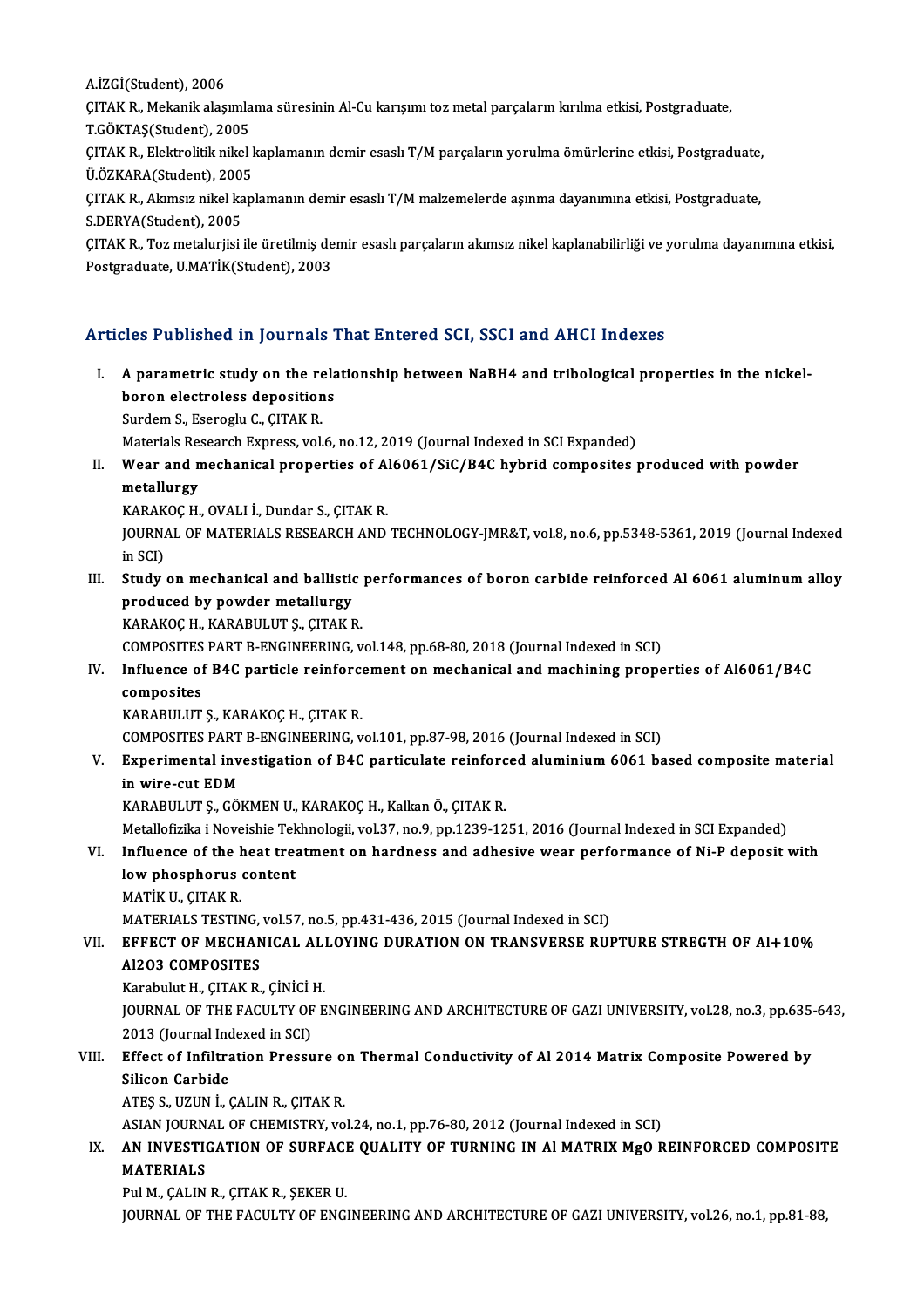A.İZGİ(Student), 2006

ÇITAK R., Mekanik alaşımlama süresinin Al-Cu karışımı toz metal parçaların kırılma etkisi, Postgraduate, T.GÖKTAŞ(Student), 2005

ÇITAK R., Elektrolitik nikel kaplamanın demir esaslı T/M parçaların yorulma ömürlerine etkisi, Postgraduate, Ü.ÖZKARA(Student), 2005

ÇITAK R., Akımsız nikel kaplamanın demir esaslı T/M malzemelerde aşınma dayanımına etkisi, Postgraduate, S.DERYA(Student), 2005

ÇITAK R., Toz metalurjisi ile üretilmiş demir esaslı parçaların akımsız nikel kaplanabilirliği ve yorulma dayanımına etkisi, Postgraduate, U.MATİK(Student), 2003

## Articles Published in Journals That Entered SCI, SSCI and AHCI Indexes

I. **A parametric study on the relationship between NaBH4 and tribological properties in the nickel-boron electroless depositions**
Surdem S., Eseroglu C., ÇITAK R.
Materials Research Express, vol.6, no.12, 2019 (Journal Indexed in SCI Expanded)

II. **Wear and mechanical properties of Al6061/SiC/B4C hybrid composites produced with powder metallurgy**
KARAKOÇ H., OVALI İ., Dundar S., ÇITAK R.
JOURNAL OF MATERIALS RESEARCH AND TECHNOLOGY-JMR&T, vol.8, no.6, pp.5348-5361, 2019 (Journal Indexed in SCI)

III. **Study on mechanical and ballistic performances of boron carbide reinforced Al 6061 aluminum alloy produced by powder metallurgy**
KARAKOÇ H., KARABULUT Ş., ÇITAK R.
COMPOSITES PART B-ENGINEERING, vol.148, pp.68-80, 2018 (Journal Indexed in SCI)

IV. **Influence of B4C particle reinforcement on mechanical and machining properties of Al6061/B4C composites**
KARABULUT Ş., KARAKOÇ H., ÇITAK R.
COMPOSITES PART B-ENGINEERING, vol.101, pp.87-98, 2016 (Journal Indexed in SCI)

V. **Experimental investigation of B4C particulate reinforced aluminium 6061 based composite material in wire-cut EDM**
KARABULUT Ş., GÖKMEN U., KARAKOÇ H., Kalkan Ö., ÇITAK R.
Metallofizika i Noveishie Tekhnologii, vol.37, no.9, pp.1239-1251, 2016 (Journal Indexed in SCI Expanded)

VI. **Influence of the heat treatment on hardness and adhesive wear performance of Ni-P deposit with low phosphorus content**
MATİK U., ÇITAK R.
MATERIALS TESTING, vol.57, no.5, pp.431-436, 2015 (Journal Indexed in SCI)

VII. **EFFECT OF MECHANICAL ALLOYING DURATION ON TRANSVERSE RUPTURE STREGTH OF Al+10% Al2O3 COMPOSITES**
Karabulut H., ÇITAK R., ÇİNİCİ H.
JOURNAL OF THE FACULTY OF ENGINEERING AND ARCHITECTURE OF GAZI UNIVERSITY, vol.28, no.3, pp.635-643, 2013 (Journal Indexed in SCI)

VIII. **Effect of Infiltration Pressure on Thermal Conductivity of Al 2014 Matrix Composite Powered by Silicon Carbide**
ATEŞ S., UZUN İ., ÇALIN R., ÇITAK R.
ASIAN JOURNAL OF CHEMISTRY, vol.24, no.1, pp.76-80, 2012 (Journal Indexed in SCI)

IX. **AN INVESTIGATION OF SURFACE QUALITY OF TURNING IN Al MATRIX MgO REINFORCED COMPOSITE MATERIALS**
Pul M., ÇALIN R., ÇITAK R., ŞEKER U.
JOURNAL OF THE FACULTY OF ENGINEERING AND ARCHITECTURE OF GAZI UNIVERSITY, vol.26, no.1, pp.81-88,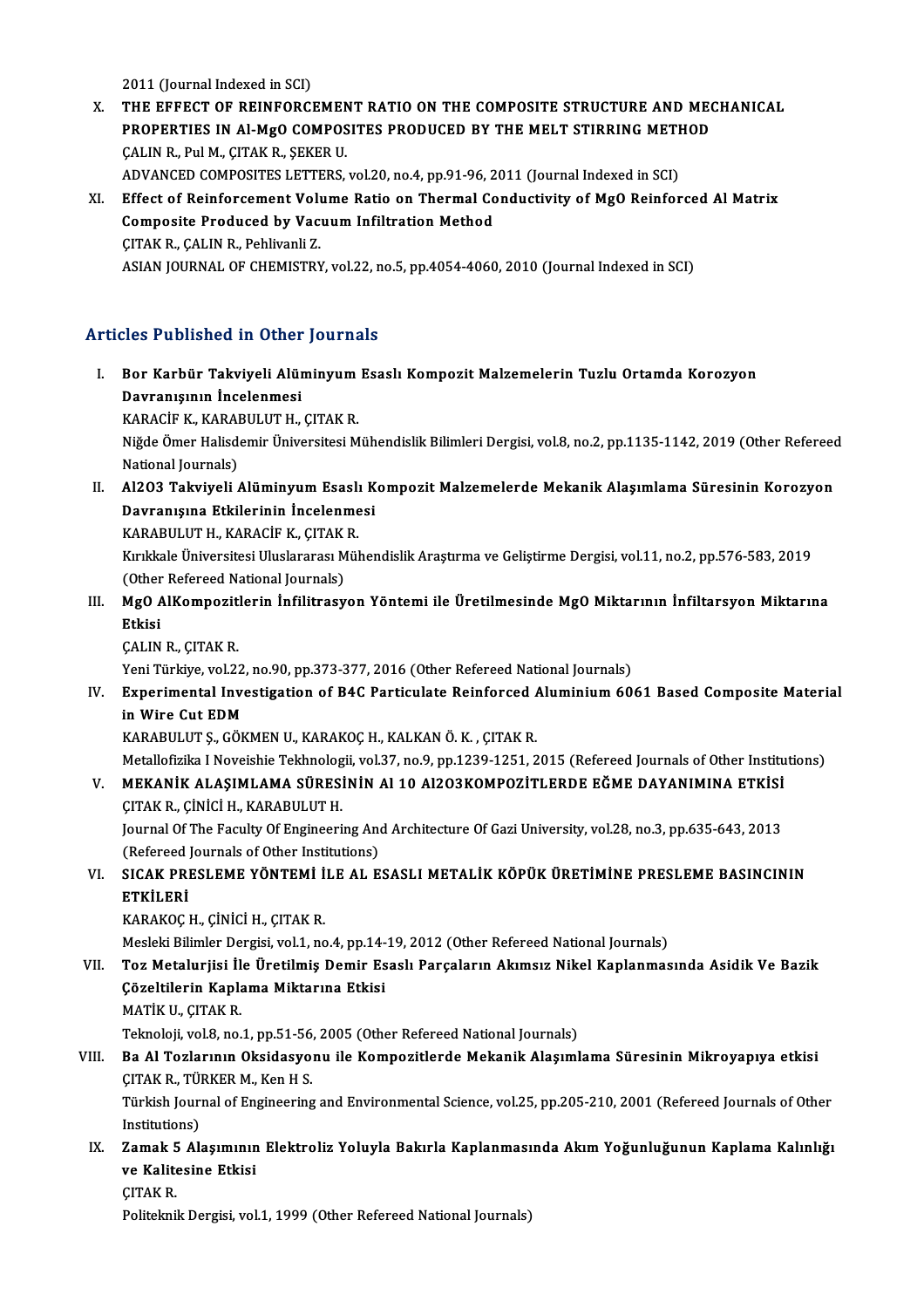2011 (Journal Indexed in SCI)

X. **THE EFFECT OF REINFORCEMENT RATIO ON THE COMPOSITE STRUCTURE AND MECHANICAL PROPERTIES IN Al-MgO COMPOSITES PRODUCED BY THE MELT STIRRING METHOD**
ÇALIN R., Pul M., ÇITAK R., ŞEKER U.
ADVANCED COMPOSITES LETTERS, vol.20, no.4, pp.91-96, 2011 (Journal Indexed in SCI)

XI. **Effect of Reinforcement Volume Ratio on Thermal Conductivity of MgO Reinforced Al Matrix Composite Produced by Vacuum Infiltration Method**
ÇITAK R., ÇALIN R., Pehlivanli Z.
ASIAN JOURNAL OF CHEMISTRY, vol.22, no.5, pp.4054-4060, 2010 (Journal Indexed in SCI)

## Articles Published in Other Journals

I. **Bor Karbür Takviyeli Alüminyum Esaslı Kompozit Malzemelerin Tuzlu Ortamda Korozyon Davranışının İncelenmesi**
KARACİF K., KARABULUT H., ÇITAK R.
Niğde Ömer Halisdemir Üniversitesi Mühendislik Bilimleri Dergisi, vol.8, no.2, pp.1135-1142, 2019 (Other Refereed National Journals)

II. **Al2O3 Takviyeli Alüminyum Esaslı Kompozit Malzemelerde Mekanik Alaşımlama Süresinin Korozyon Davranışına Etkilerinin İncelenmesi**
KARABULUT H., KARACİF K., ÇITAK R.
Kırıkkale Üniversitesi Uluslararası Mühendislik Araştırma ve Geliştirme Dergisi, vol.11, no.2, pp.576-583, 2019 (Other Refereed National Journals)

III. **MgO AlKompozitlerin İnfilitrasyon Yöntemi ile Üretilmesinde MgO Miktarının İnfiltarsyon Miktarına Etkisi**
ÇALIN R., ÇITAK R.
Yeni Türkiye, vol.22, no.90, pp.373-377, 2016 (Other Refereed National Journals)

IV. **Experimental Investigation of B4C Particulate Reinforced Aluminium 6061 Based Composite Material in Wire Cut EDM**
KARABULUT Ş., GÖKMEN U., KARAKOÇ H., KALKAN Ö. K. , ÇITAK R.
Metallofizika I Noveishie Tekhnologii, vol.37, no.9, pp.1239-1251, 2015 (Refereed Journals of Other Institutions)

V. **MEKANİK ALAŞIMLAMA SÜRESİNİN Al 10 Al2O3KOMPOZİTLERDE EĞME DAYANIMINA ETKİSİ**
ÇITAK R., ÇİNİCİ H., KARABULUT H.
Journal Of The Faculty Of Engineering And Architecture Of Gazi University, vol.28, no.3, pp.635-643, 2013 (Refereed Journals of Other Institutions)

VI. **SICAK PRESLEME YÖNTEMİ İLE AL ESASLI METALİK KÖPÜK ÜRETİMİNE PRESLEME BASINCININ ETKİLERİ**
KARAKOÇ H., ÇİNİCİ H., ÇITAK R.
Mesleki Bilimler Dergisi, vol.1, no.4, pp.14-19, 2012 (Other Refereed National Journals)

VII. **Toz Metalurjisi İle Üretilmiş Demir Esaslı Parçaların Akımsız Nikel Kaplanmasında Asidik Ve Bazik Çözeltilerin Kaplama Miktarına Etkisi**
MATİK U., ÇITAK R.
Teknoloji, vol.8, no.1, pp.51-56, 2005 (Other Refereed National Journals)

VIII. **Ba Al Tozlarının Oksidasyonu ile Kompozitlerde Mekanik Alaşımlama Süresinin Mikroyapıya etkisi**
ÇITAK R., TÜRKER M., Ken H S.
Türkish Journal of Engineering and Environmental Science, vol.25, pp.205-210, 2001 (Refereed Journals of Other Institutions)

IX. **Zamak 5 Alaşımının Elektroliz Yoluyla Bakırla Kaplanmasında Akım Yoğunluğunun Kaplama Kalınlığı ve Kalitesine Etkisi**
ÇITAK R.
Politeknik Dergisi, vol.1, 1999 (Other Refereed National Journals)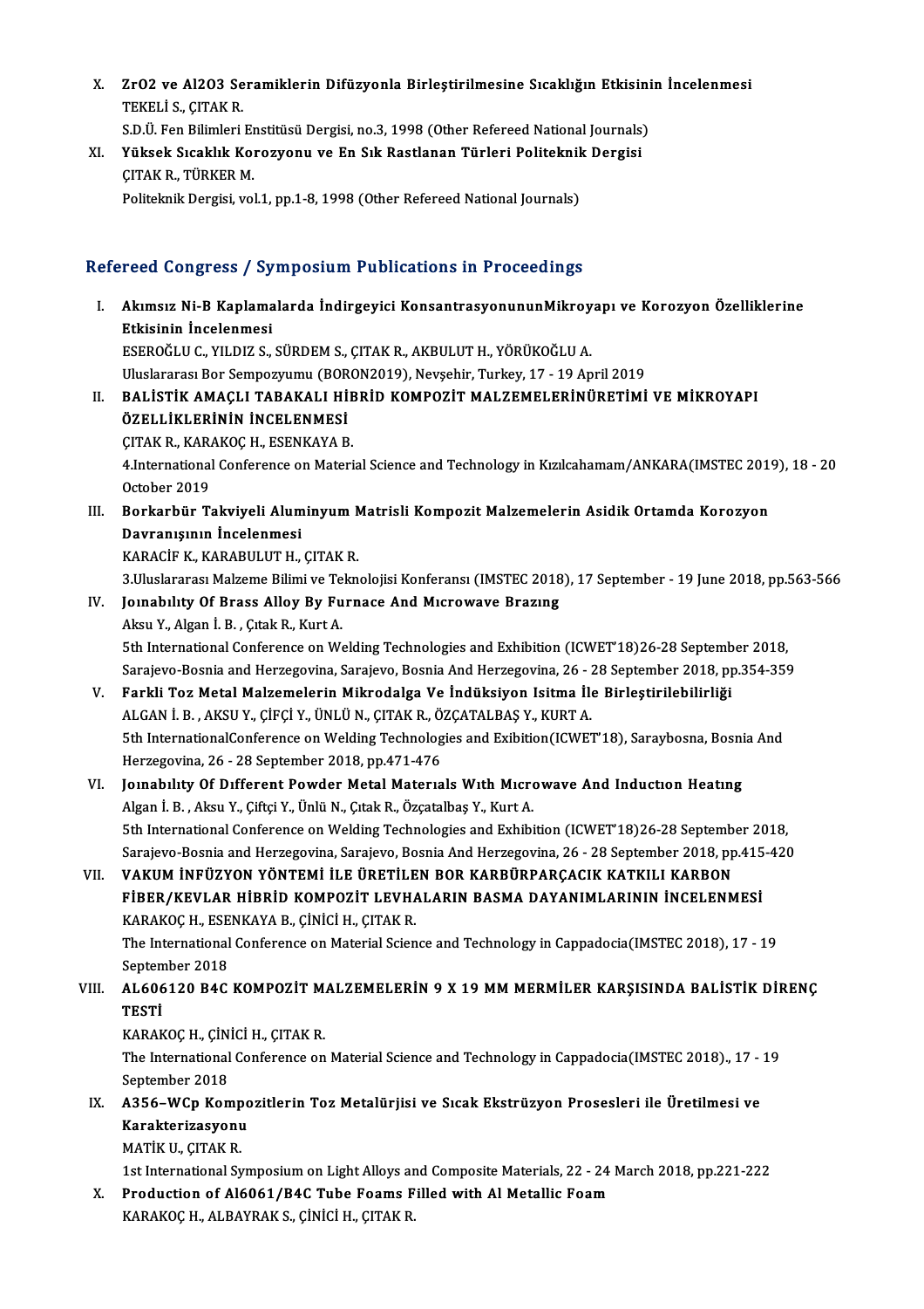X. ZrO2 ve Al2O3 Seramiklerin Difüzyonla Birleştirilmesine Sıcaklığın Etkisinin İncelenmesi
TEKELİ S., ÇITAK R.
S.D.Ü. Fen Bilimleri Enstitüsü Dergisi, no.3, 1998 (Other Refereed National Journals)

XI. Yüksek Sıcaklık Korozyonu ve En Sık Rastlanan Türleri Politeknik Dergisi
ÇITAK R., TÜRKER M.
Politeknik Dergisi, vol.1, pp.1-8, 1998 (Other Refereed National Journals)

## Refereed Congress / Symposium Publications in Proceedings

I. Akımsız Ni-B Kaplamalarda İndirgeyici KonsantrasyonununMikroyapı ve Korozyon Özelliklerine Etkisinin İncelenmesi
ESEROĞLU C., YILDIZ S., SÜRDEM S., ÇITAK R., AKBULUT H., YÖRÜKOĞLU A.
Uluslararası Bor Sempozyumu (BORON2019), Nevşehir, Turkey, 17 - 19 April 2019

II. BALİSTİK AMAÇLI TABAKALI HİBRİD KOMPOZİT MALZEMELERİNÜRETİMİ VE MİKROYAPI ÖZELLİKLERİNİN İNCELENMESİ
ÇITAK R., KARAKOÇ H., ESENKAYA B.
4.International Conference on Material Science and Technology in Kızılcahamam/ANKARA(IMSTEC 2019), 18 - 20 October 2019

III. Borkarbür Takviyeli Aluminyum Matrisli Kompozit Malzemelerin Asidik Ortamda Korozyon Davranışının İncelenmesi
KARACİF K., KARABULUT H., ÇITAK R.
3.Uluslararası Malzeme Bilimi ve Teknolojisi Konferansı (IMSTEC 2018), 17 September - 19 June 2018, pp.563-566

IV. Joınabılıty Of Brass Alloy By Furnace And Mıcrowave Brazıng
Aksu Y., Algan İ. B. , Çıtak R., Kurt A.
5th International Conference on Welding Technologies and Exhibition (ICWET'18)26-28 September 2018, Sarajevo-Bosnia and Herzegovina, Sarajevo, Bosnia And Herzegovina, 26 - 28 September 2018, pp.354-359

V. Farkli Toz Metal Malzemelerin Mikrodalga Ve İndüksiyon Isitma İle Birleştirilebilirliği
ALGAN İ. B. , AKSU Y., ÇİFÇİ Y., ÜNLÜ N., ÇITAK R., ÖZÇATALBAŞ Y., KURT A.
5th InternationalConference on Welding Technologies and Exibition(ICWET'18), Saraybosna, Bosnia And Herzegovina, 26 - 28 September 2018, pp.471-476

VI. Joınabılıty Of Dıfferent Powder Metal Materıals Wıth Mıcrowave And Inductıon Heatıng
Algan İ. B. , Aksu Y., Çiftçi Y., Ünlü N., Çıtak R., Özçatalbaş Y., Kurt A.
5th International Conference on Welding Technologies and Exhibition (ICWET'18)26-28 September 2018, Sarajevo-Bosnia and Herzegovina, Sarajevo, Bosnia And Herzegovina, 26 - 28 September 2018, pp.415-420

VII. VAKUM İNFÜZYON YÖNTEMİ İLE ÜRETİLEN BOR KARBÜRPARÇACIK KATKILI KARBON FİBER/KEVLAR HİBRİD KOMPOZİT LEVHALARIN BASMA DAYANIMLARININ İNCELENMESİ
KARAKOÇ H., ESENKAYA B., ÇİNİCİ H., ÇITAK R.
The International Conference on Material Science and Technology in Cappadocia(IMSTEC 2018), 17 - 19 September 2018

VIII. AL606120 B4C KOMPOZİT MALZEMELERİN 9 X 19 MM MERMİLER KARŞISINDA BALİSTİK DİRENÇ TESTİ
KARAKOÇ H., ÇİNİCİ H., ÇITAK R.
The International Conference on Material Science and Technology in Cappadocia(IMSTEC 2018)., 17 - 19 September 2018

IX. A356–WCp Kompozitlerin Toz Metalürjisi ve Sıcak Ekstrüzyon Prosesleri ile Üretilmesi ve Karakterizasyonu
MATİK U., ÇITAK R.
1st International Symposium on Light Alloys and Composite Materials, 22 - 24 March 2018, pp.221-222

X. Production of Al6061/B4C Tube Foams Filled with Al Metallic Foam
KARAKOÇ H., ALBAYRAK S., ÇİNİCİ H., ÇITAK R.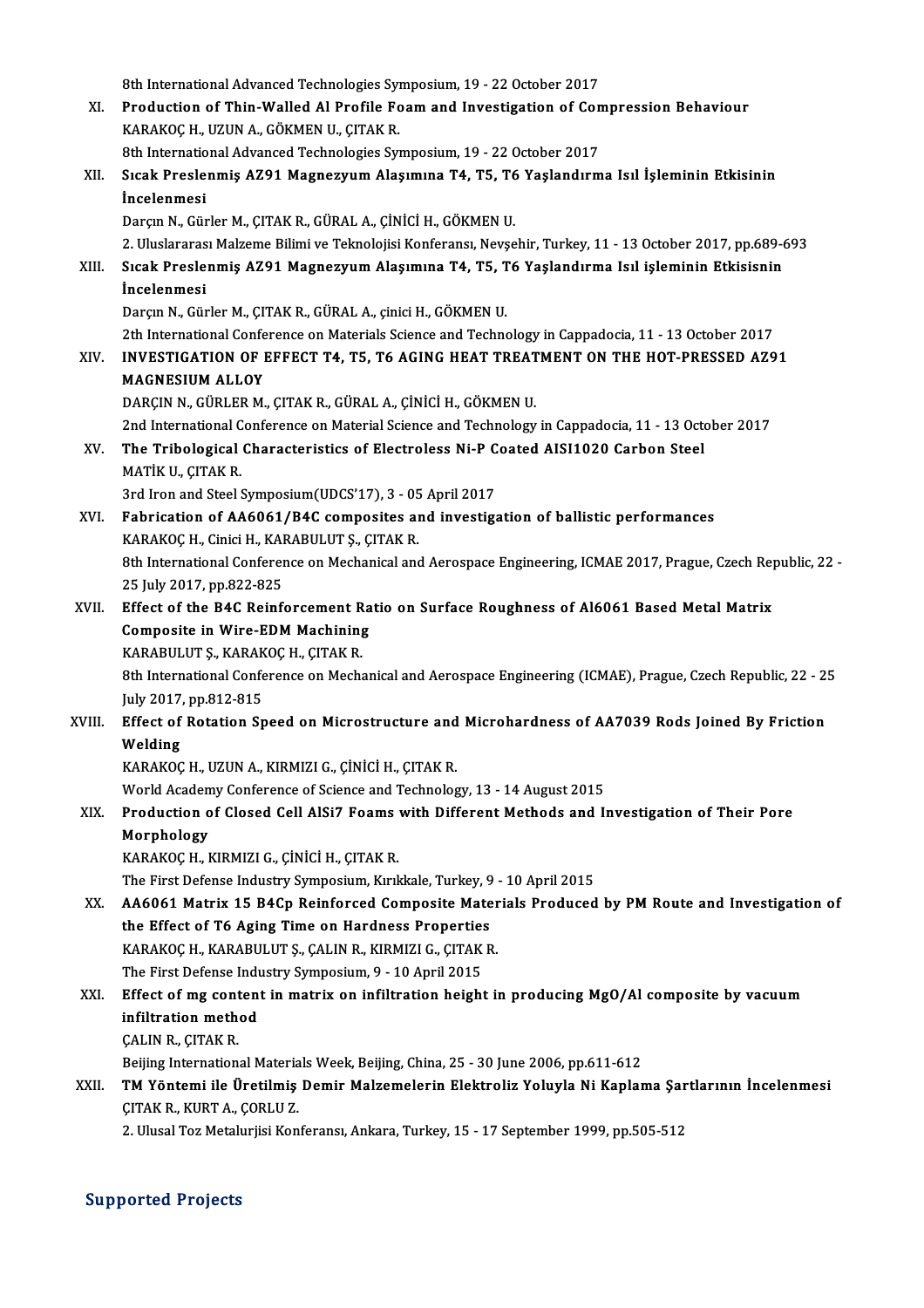8th International Advanced Technologies Symposium, 19 - 22 October 2017

XI. **Production of Thin-Walled Al Profile Foam and Investigation of Compression Behaviour**
KARAKOÇ H., UZUN A., GÖKMEN U., ÇITAK R.
8th International Advanced Technologies Symposium, 19 - 22 October 2017

XII. **Sıcak Preslenmiş AZ91 Magnezyum Alaşımına T4, T5, T6 Yaşlandırma Isıl İşleminin Etkisinin İncelenmesi**
Darçın N., Gürler M., ÇITAK R., GÜRAL A., ÇİNİCİ H., GÖKMEN U.
2. Uluslararası Malzeme Bilimi ve Teknolojisi Konferansı, Nevşehir, Turkey, 11 - 13 October 2017, pp.689-693

XIII. **Sıcak Preslenmiş AZ91 Magnezyum Alaşımına T4, T5, T6 Yaşlandırma Isıl işleminin Etkisisnin İncelenmesi**
Darçın N., Gürler M., ÇITAK R., GÜRAL A., çinici H., GÖKMEN U.
2th International Conference on Materials Science and Technology in Cappadocia, 11 - 13 October 2017

XIV. **INVESTIGATION OF EFFECT T4, T5, T6 AGING HEAT TREATMENT ON THE HOT-PRESSED AZ91 MAGNESIUM ALLOY**
DARÇIN N., GÜRLER M., ÇITAK R., GÜRAL A., ÇİNİCİ H., GÖKMEN U.
2nd International Conference on Material Science and Technology in Cappadocia, 11 - 13 October 2017

XV. **The Tribological Characteristics of Electroless Ni-P Coated AISI1020 Carbon Steel**
MATİK U., ÇITAK R.
3rd Iron and Steel Symposium(UDCS'17), 3 - 05 April 2017

XVI. **Fabrication of AA6061/B4C composites and investigation of ballistic performances**
KARAKOÇ H., Cinici H., KARABULUT Ş., ÇITAK R.
8th International Conference on Mechanical and Aerospace Engineering, ICMAE 2017, Prague, Czech Republic, 22 - 25 July 2017, pp.822-825

XVII. **Effect of the B4C Reinforcement Ratio on Surface Roughness of Al6061 Based Metal Matrix Composite in Wire-EDM Machining**
KARABULUT Ş., KARAKOÇ H., ÇITAK R.
8th International Conference on Mechanical and Aerospace Engineering (ICMAE), Prague, Czech Republic, 22 - 25 July 2017, pp.812-815

XVIII. **Effect of Rotation Speed on Microstructure and Microhardness of AA7039 Rods Joined By Friction Welding**
KARAKOÇ H., UZUN A., KIRMIZI G., ÇİNİCİ H., ÇITAK R.
World Academy Conference of Science and Technology, 13 - 14 August 2015

XIX. **Production of Closed Cell AlSi7 Foams with Different Methods and Investigation of Their Pore Morphology**
KARAKOÇ H., KIRMIZI G., ÇİNİCİ H., ÇITAK R.
The First Defense Industry Symposium, Kırıkkale, Turkey, 9 - 10 April 2015

XX. **AA6061 Matrix 15 B4Cp Reinforced Composite Materials Produced by PM Route and Investigation of the Effect of T6 Aging Time on Hardness Properties**
KARAKOÇ H., KARABULUT Ş., ÇALIN R., KIRMIZI G., ÇITAK R.
The First Defense Industry Symposium, 9 - 10 April 2015

XXI. **Effect of mg content in matrix on infiltration height in producing MgO/Al composite by vacuum infiltration method**
ÇALIN R., ÇITAK R.
Beijing International Materials Week, Beijing, China, 25 - 30 June 2006, pp.611-612

XXII. **TM Yöntemi ile Üretilmiş Demir Malzemelerin Elektroliz Yoluyla Ni Kaplama Şartlarının İncelenmesi**
ÇITAK R., KURT A., ÇORLU Z.
2. Ulusal Toz Metalurjisi Konferansı, Ankara, Turkey, 15 - 17 September 1999, pp.505-512

## Supported Projects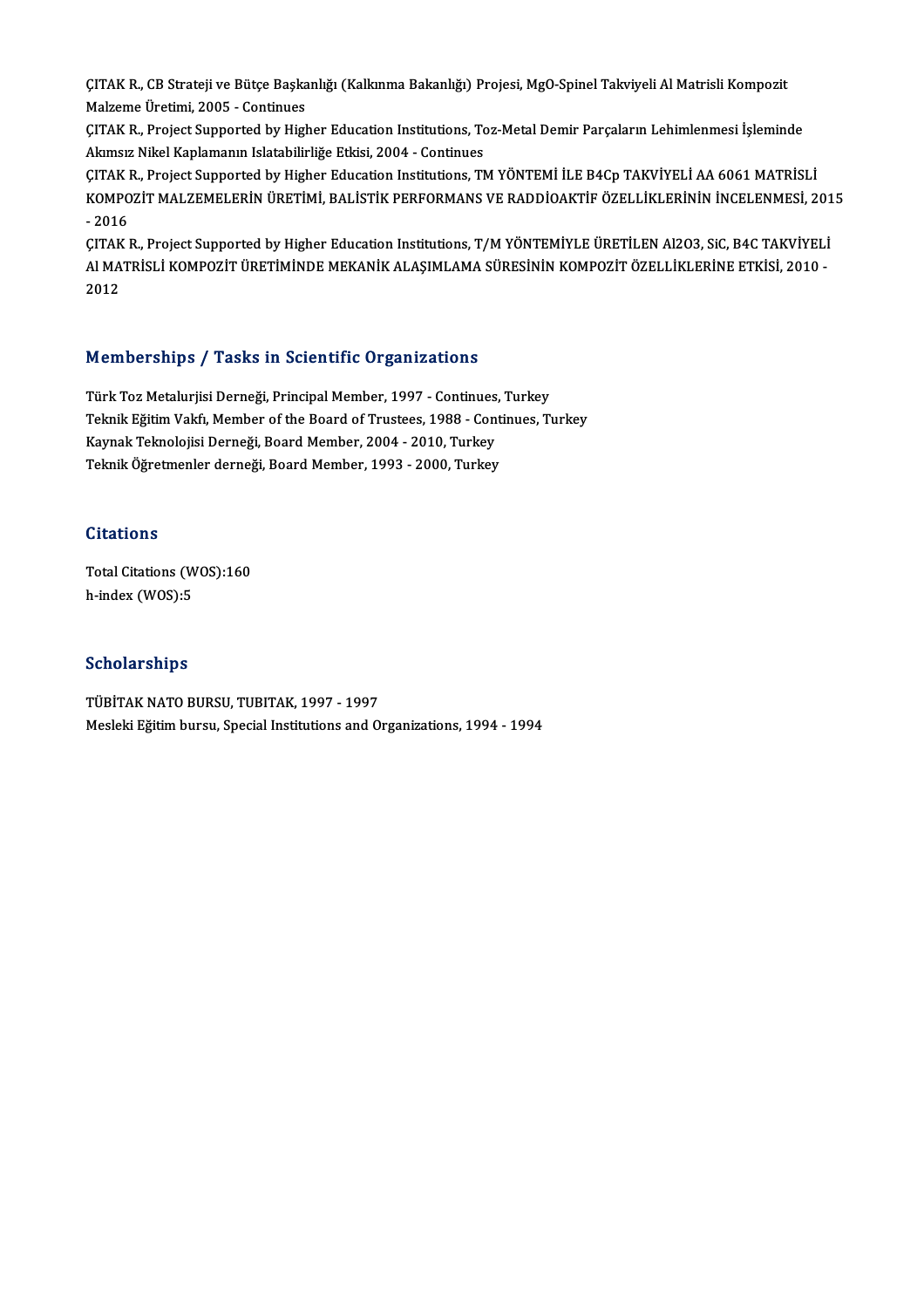ÇITAK R., CB Strateji ve Bütçe Başkanlığı (Kalkınma Bakanlığı) Projesi, MgO-Spinel Takviyeli Al Matrisli Kompozit Malzeme Üretimi, 2005 - Continues

ÇITAK R., Project Supported by Higher Education Institutions, Toz-Metal Demir Parçaların Lehimlenmesi İşleminde Akımsız Nikel Kaplamanın Islatabilirliğe Etkisi, 2004 - Continues

ÇITAK R., Project Supported by Higher Education Institutions, TM YÖNTEMİ İLE B4Cp TAKVİYELİ AA 6061 MATRİSLİ KOMPOZİT MALZEMELERİN ÜRETİMİ, BALİSTİK PERFORMANS VE RADDİOAKTİF ÖZELLİKLERİNİN İNCELENMESİ, 2015 - 2016

ÇITAK R., Project Supported by Higher Education Institutions, T/M YÖNTEMİYLE ÜRETİLEN Al2O3, SiC, B4C TAKVİYELİ Al MATRİSLİ KOMPOZİT ÜRETİMİNDE MEKANİK ALAŞIMLAMA SÜRESİNİN KOMPOZİT ÖZELLİKLERİNE ETKİSİ, 2010 - 2012

## Memberships / Tasks in Scientific Organizations

Türk Toz Metalurjisi Derneği, Principal Member, 1997 - Continues, Turkey
Teknik Eğitim Vakfı, Member of the Board of Trustees, 1988 - Continues, Turkey
Kaynak Teknolojisi Derneği, Board Member, 2004 - 2010, Turkey
Teknik Öğretmenler derneği, Board Member, 1993 - 2000, Turkey

## Citations

Total Citations (WOS):160
h-index (WOS):5

## Scholarships

TÜBİTAK NATO BURSU, TUBITAK, 1997 - 1997
Mesleki Eğitim bursu, Special Institutions and Organizations, 1994 - 1994